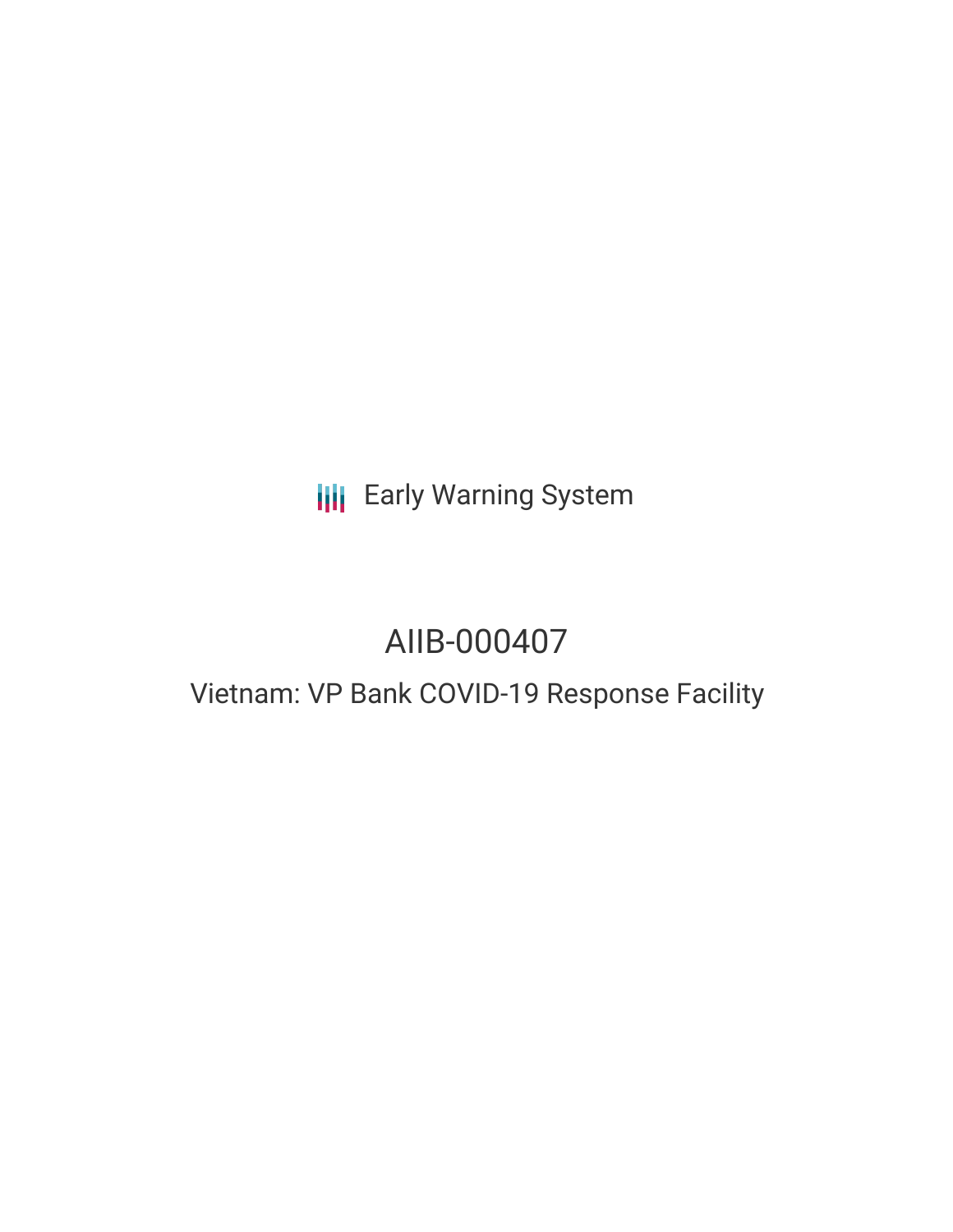Early Warning System

# AIIB-000407

## Vietnam: VP Bank COVID-19 Response Facility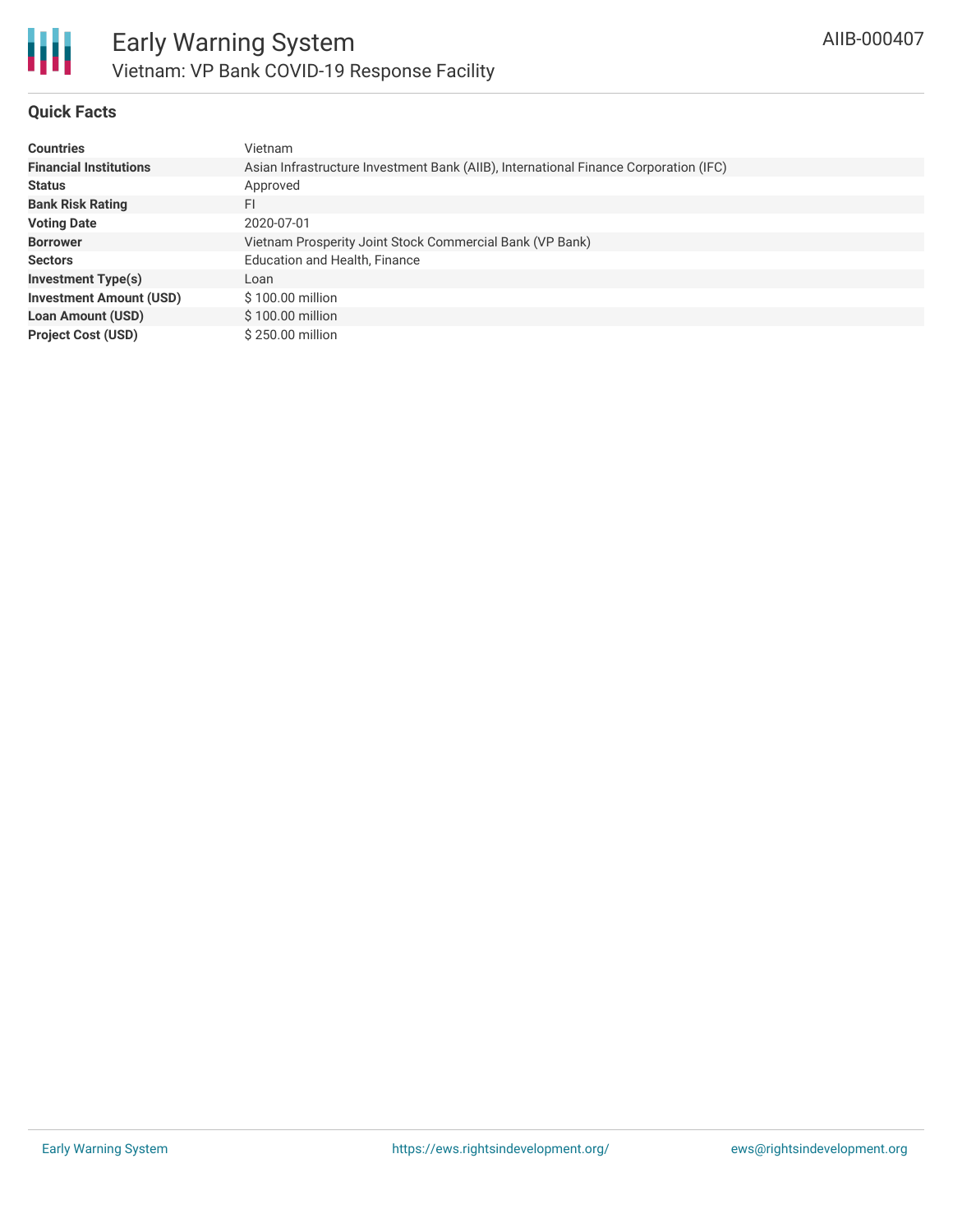# Early Warning System

## Vietnam: VP Bank COVID-19 Response Facility

AIIB-000407

### Quick Facts

| | |
|---|---|
| **Countries** | Vietnam |
| **Financial Institutions** | Asian Infrastructure Investment Bank (AIIB), International Finance Corporation (IFC) |
| **Status** | Approved |
| **Bank Risk Rating** | FI |
| **Voting Date** | 2020-07-01 |
| **Borrower** | Vietnam Prosperity Joint Stock Commercial Bank (VP Bank) |
| **Sectors** | Education and Health, Finance |
| **Investment Type(s)** | Loan |
| **Investment Amount (USD)** | $ 100.00 million |
| **Loan Amount (USD)** | $ 100.00 million |
| **Project Cost (USD)** | $ 250.00 million |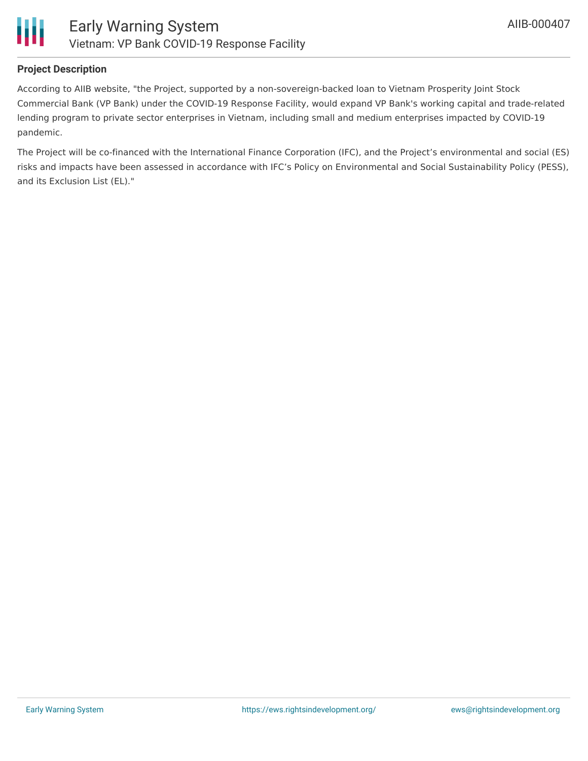### Project Description

According to AIIB website, "the Project, supported by a non-sovereign-backed loan to Vietnam Prosperity Joint Stock Commercial Bank (VP Bank) under the COVID-19 Response Facility, would expand VP Bank's working capital and trade-related lending program to private sector enterprises in Vietnam, including small and medium enterprises impacted by COVID-19 pandemic.

The Project will be co-financed with the International Finance Corporation (IFC), and the Project's environmental and social (ES) risks and impacts have been assessed in accordance with IFC's Policy on Environmental and Social Sustainability Policy (PESS), and its Exclusion List (EL)."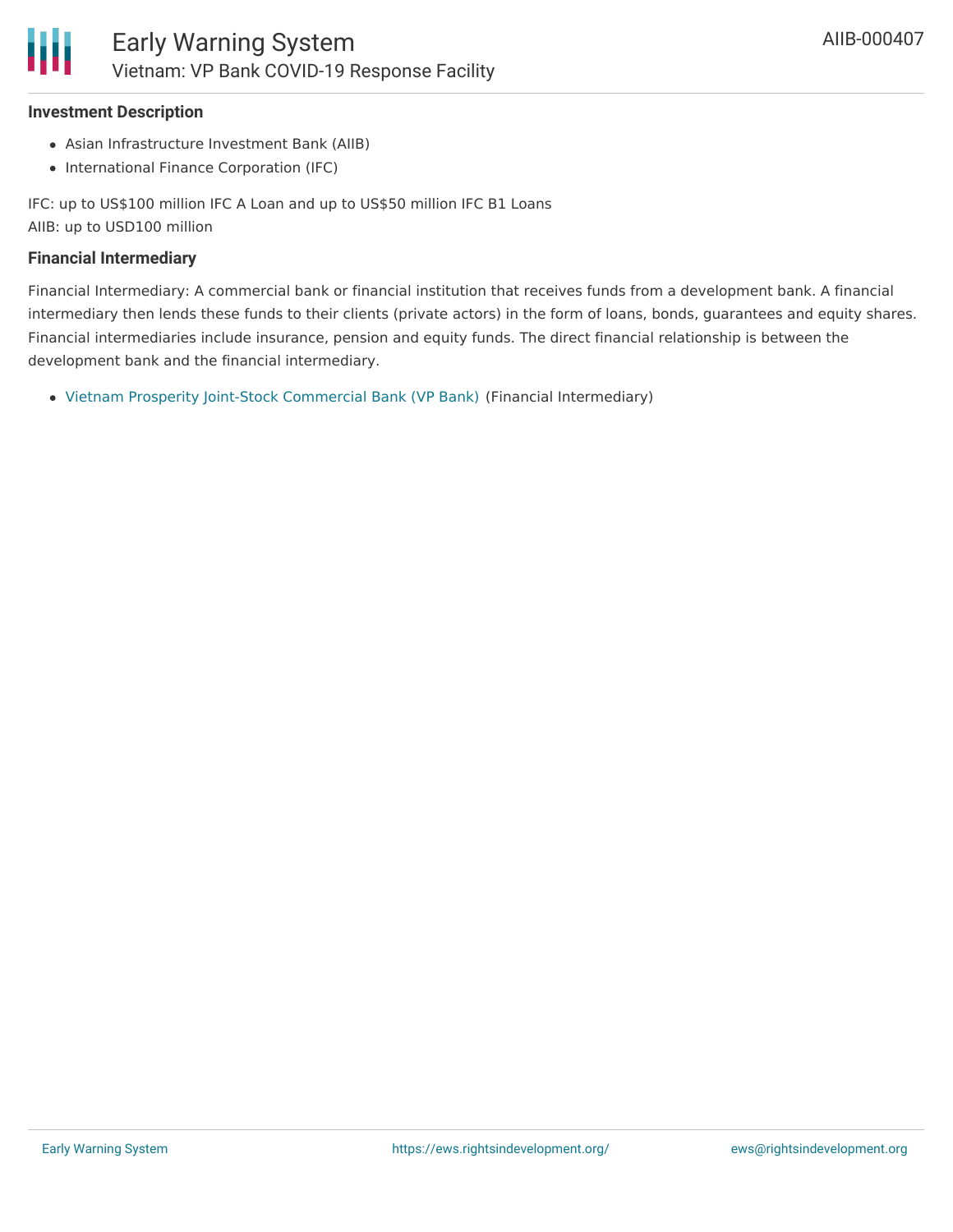### Investment Description

- Asian Infrastructure Investment Bank (AIIB)
- International Finance Corporation (IFC)

IFC: up to US$100 million IFC A Loan and up to US$50 million IFC B1 Loans
AIIB: up to USD100 million

### Financial Intermediary

Financial Intermediary: A commercial bank or financial institution that receives funds from a development bank. A financial intermediary then lends these funds to their clients (private actors) in the form of loans, bonds, guarantees and equity shares. Financial intermediaries include insurance, pension and equity funds. The direct financial relationship is between the development bank and the financial intermediary.

- Vietnam Prosperity Joint-Stock Commercial Bank (VP Bank) (Financial Intermediary)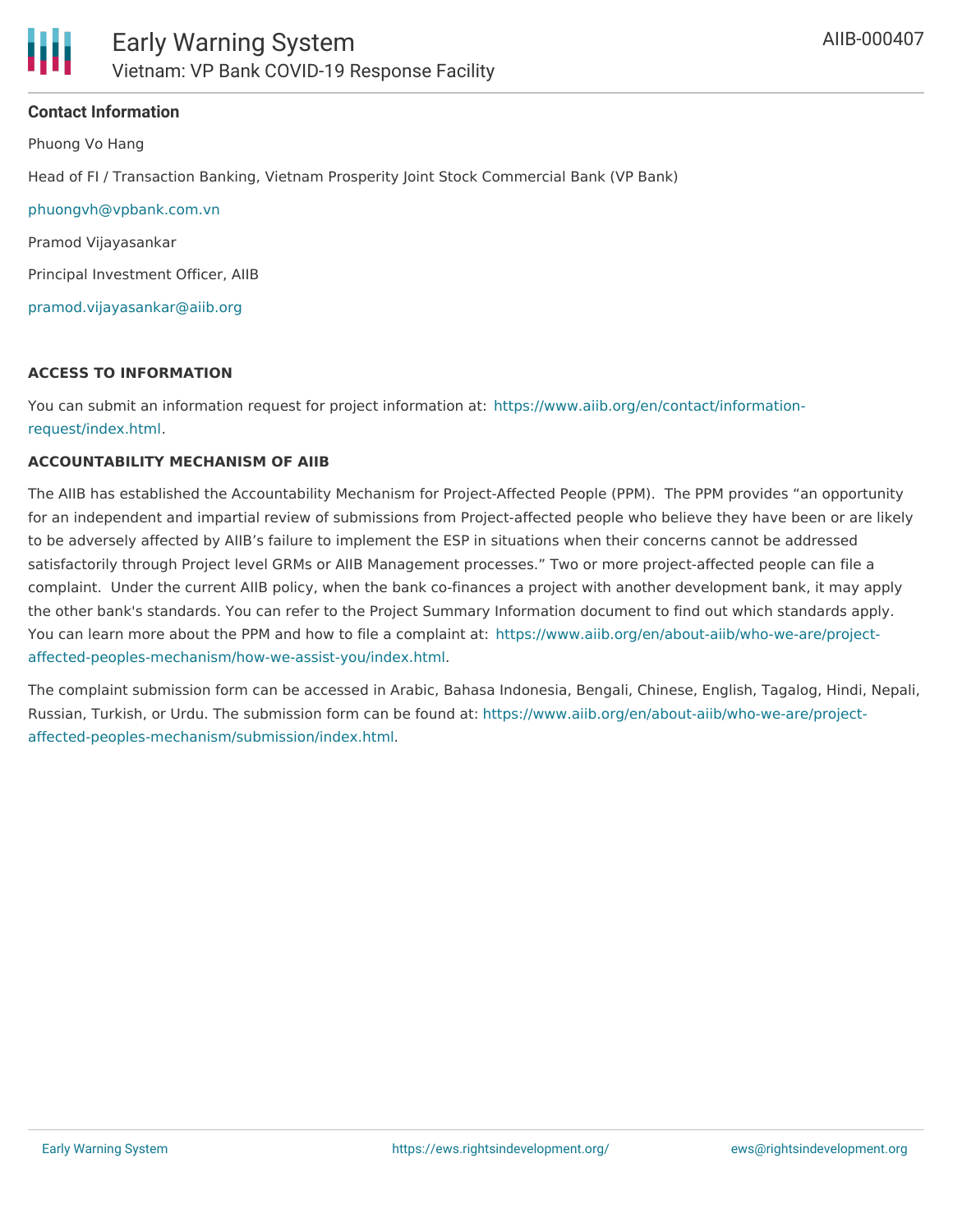**Contact Information**

Phuong Vo Hang

Head of FI / Transaction Banking, Vietnam Prosperity Joint Stock Commercial Bank (VP Bank)

phuongvh@vpbank.com.vn

Pramod Vijayasankar

Principal Investment Officer, AIIB

pramod.vijayasankar@aiib.org

**ACCESS TO INFORMATION**

You can submit an information request for project information at: https://www.aiib.org/en/contact/information-request/index.html.

**ACCOUNTABILITY MECHANISM OF AIIB**

The AIIB has established the Accountability Mechanism for Project-Affected People (PPM). The PPM provides "an opportunity for an independent and impartial review of submissions from Project-affected people who believe they have been or are likely to be adversely affected by AIIB's failure to implement the ESP in situations when their concerns cannot be addressed satisfactorily through Project level GRMs or AIIB Management processes." Two or more project-affected people can file a complaint. Under the current AIIB policy, when the bank co-finances a project with another development bank, it may apply the other bank's standards. You can refer to the Project Summary Information document to find out which standards apply. You can learn more about the PPM and how to file a complaint at: https://www.aiib.org/en/about-aiib/who-we-are/project-affected-peoples-mechanism/how-we-assist-you/index.html.

The complaint submission form can be accessed in Arabic, Bahasa Indonesia, Bengali, Chinese, English, Tagalog, Hindi, Nepali, Russian, Turkish, or Urdu. The submission form can be found at: https://www.aiib.org/en/about-aiib/who-we-are/project-affected-peoples-mechanism/submission/index.html.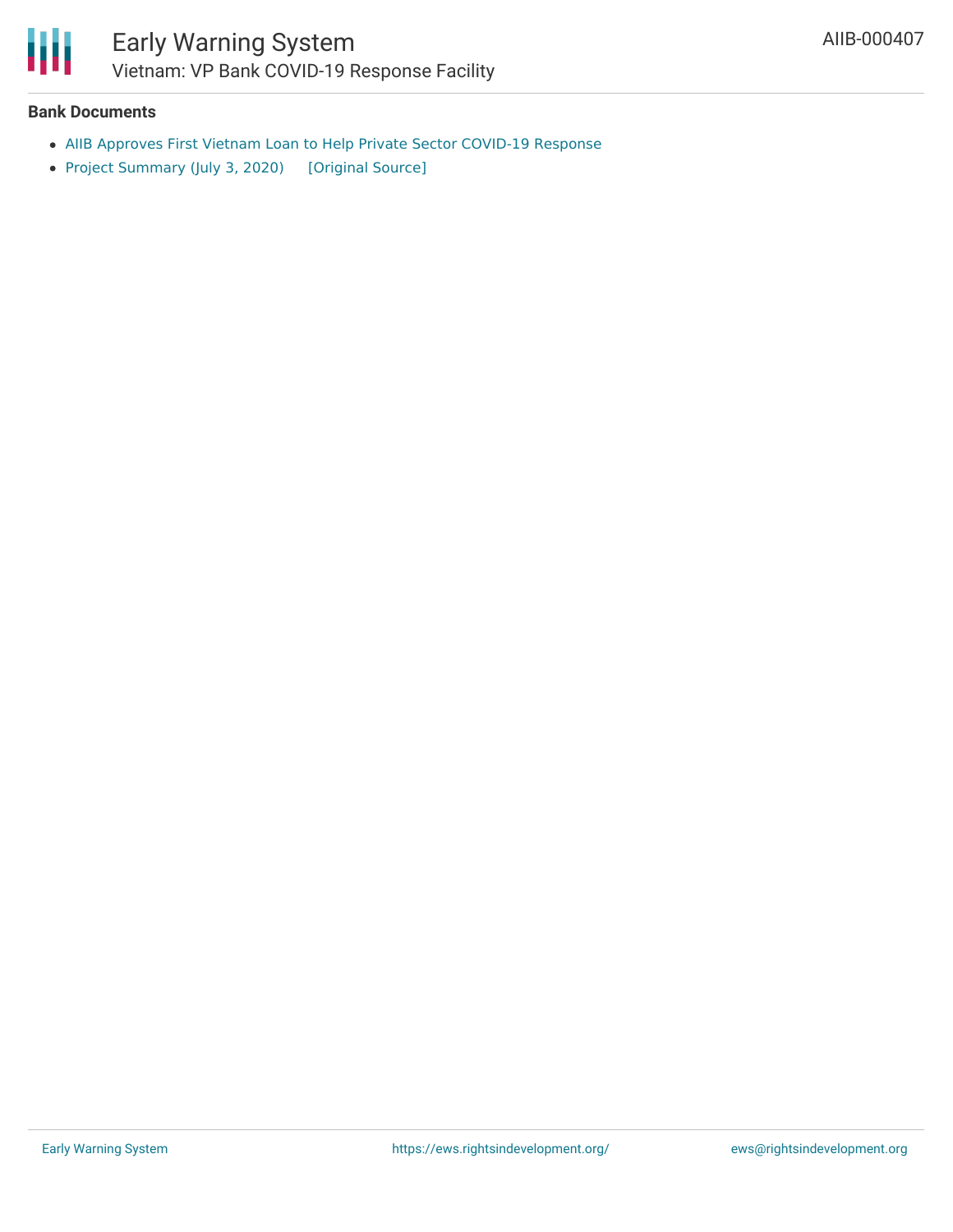**Bank Documents**

- AIIB Approves First Vietnam Loan to Help Private Sector COVID-19 Response
- Project Summary (July 3, 2020) [Original Source]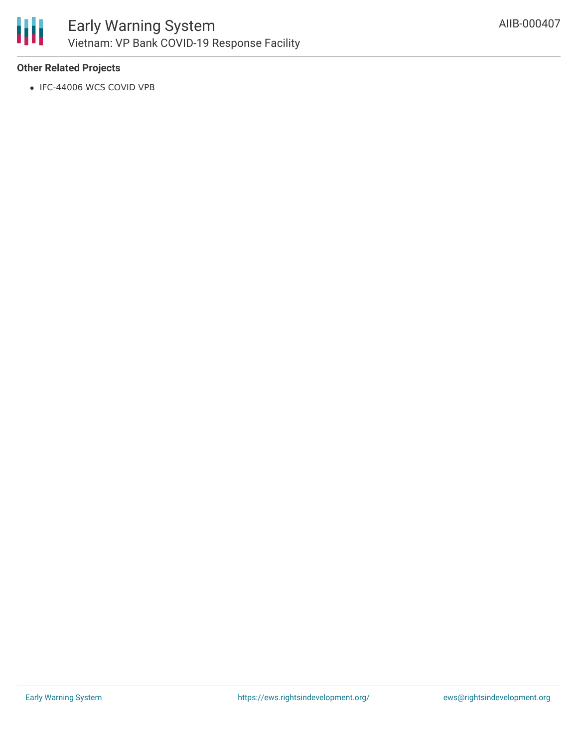**Other Related Projects**

- IFC-44006 WCS COVID VPB